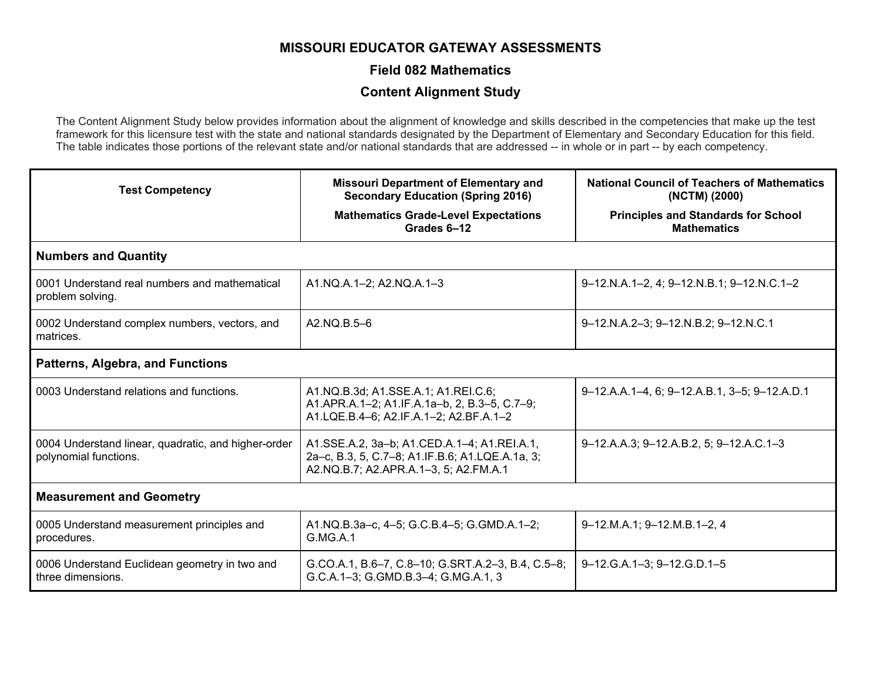# MISSOURI EDUCATOR GATEWAY ASSESSMENTS

## Field 082 Mathematics

## Content Alignment Study

The Content Alignment Study below provides information about the alignment of knowledge and skills described in the competencies that make up the test framework for this licensure test with the state and national standards designated by the Department of Elementary and Secondary Education for this field. The table indicates those portions of the relevant state and/or national standards that are addressed -- in whole or in part -- by each competency.

| Test Competency | Missouri Department of Elementary and Secondary Education (Spring 2016) Mathematics Grade-Level Expectations Grades 6–12 | National Council of Teachers of Mathematics (NCTM) (2000) Principles and Standards for School Mathematics |
|---|---|---|
| **Numbers and Quantity** | | |
| 0001 Understand real numbers and mathematical problem solving. | A1.NQ.A.1–2; A2.NQ.A.1–3 | 9–12.N.A.1–2, 4; 9–12.N.B.1; 9–12.N.C.1–2 |
| 0002 Understand complex numbers, vectors, and matrices. | A2.NQ.B.5–6 | 9–12.N.A.2–3; 9–12.N.B.2; 9–12.N.C.1 |
| **Patterns, Algebra, and Functions** | | |
| 0003 Understand relations and functions. | A1.NQ.B.3d; A1.SSE.A.1; A1.REI.C.6; A1.APR.A.1–2; A1.IF.A.1a–b, 2, B.3–5, C.7–9; A1.LQE.B.4–6; A2.IF.A.1–2; A2.BF.A.1–2 | 9–12.A.A.1–4, 6; 9–12.A.B.1, 3–5; 9–12.A.D.1 |
| 0004 Understand linear, quadratic, and higher-order polynomial functions. | A1.SSE.A.2, 3a–b; A1.CED.A.1–4; A1.REI.A.1, 2a–c, B.3, 5, C.7–8; A1.IF.B.6; A1.LQE.A.1a, 3; A2.NQ.B.7; A2.APR.A.1–3, 5; A2.FM.A.1 | 9–12.A.A.3; 9–12.A.B.2, 5; 9–12.A.C.1–3 |
| **Measurement and Geometry** | | |
| 0005 Understand measurement principles and procedures. | A1.NQ.B.3a–c, 4–5; G.C.B.4–5; G.GMD.A.1–2; G.MG.A.1 | 9–12.M.A.1; 9–12.M.B.1–2, 4 |
| 0006 Understand Euclidean geometry in two and three dimensions. | G.CO.A.1, B.6–7, C.8–10; G.SRT.A.2–3, B.4, C.5–8; G.C.A.1–3; G.GMD.B.3–4; G.MG.A.1, 3 | 9–12.G.A.1–3; 9–12.G.D.1–5 |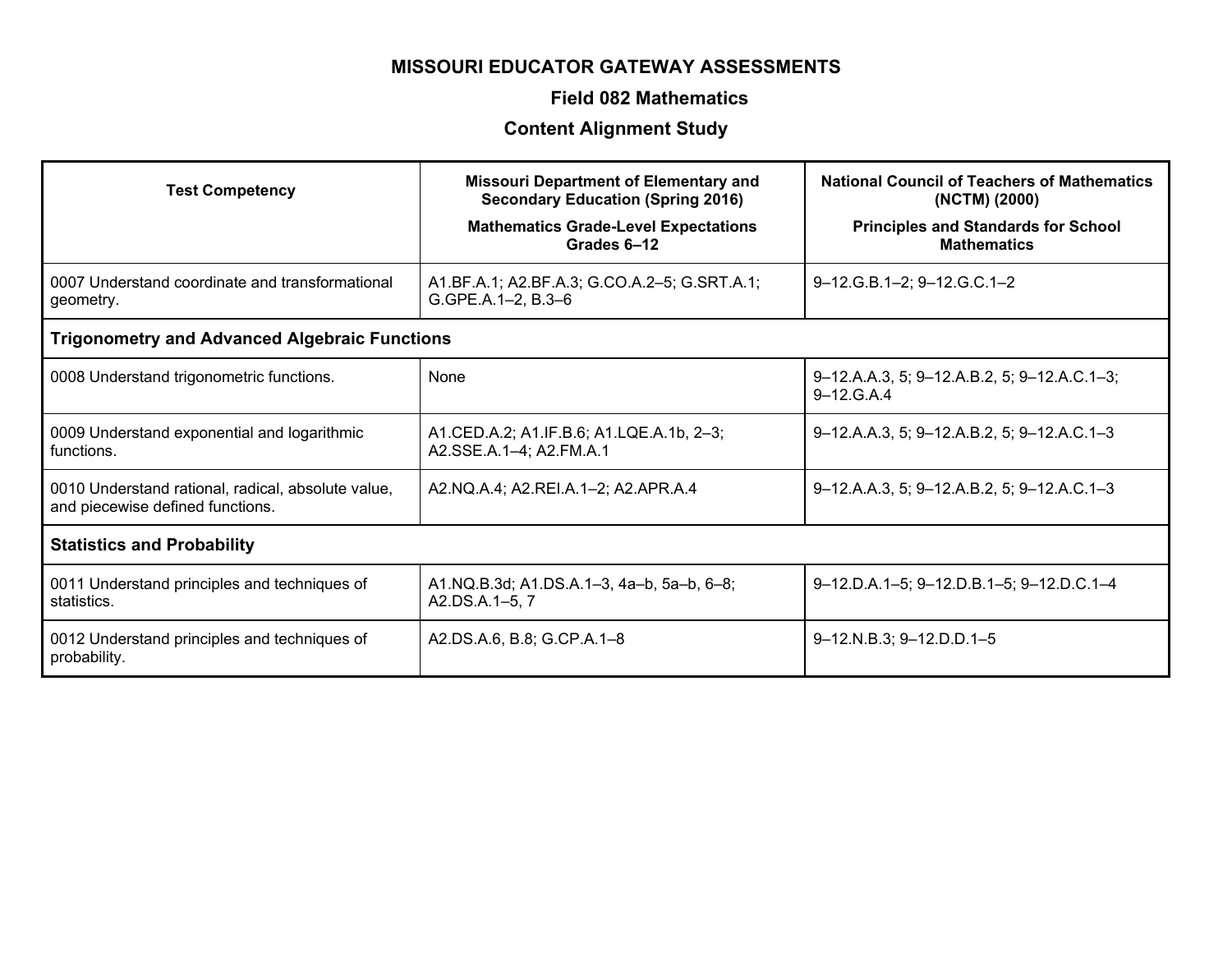**MISSOURI EDUCATOR GATEWAY ASSESSMENTS**

**Field 082 Mathematics**

**Content Alignment Study**

| Test Competency | Missouri Department of Elementary and Secondary Education (Spring 2016)<br><br>Mathematics Grade-Level Expectations Grades 6–12 | National Council of Teachers of Mathematics (NCTM) (2000)<br><br>Principles and Standards for School Mathematics |
|---|---|---|
| 0007 Understand coordinate and transformational geometry. | A1.BF.A.1; A2.BF.A.3; G.CO.A.2–5; G.SRT.A.1; G.GPE.A.1–2, B.3–6 | 9–12.G.B.1–2; 9–12.G.C.1–2 |
| **Trigonometry and Advanced Algebraic Functions** | | |
| 0008 Understand trigonometric functions. | None | 9–12.A.A.3, 5; 9–12.A.B.2, 5; 9–12.A.C.1–3; 9–12.G.A.4 |
| 0009 Understand exponential and logarithmic functions. | A1.CED.A.2; A1.IF.B.6; A1.LQE.A.1b, 2–3; A2.SSE.A.1–4; A2.FM.A.1 | 9–12.A.A.3, 5; 9–12.A.B.2, 5; 9–12.A.C.1–3 |
| 0010 Understand rational, radical, absolute value, and piecewise defined functions. | A2.NQ.A.4; A2.REI.A.1–2; A2.APR.A.4 | 9–12.A.A.3, 5; 9–12.A.B.2, 5; 9–12.A.C.1–3 |
| **Statistics and Probability** | | |
| 0011 Understand principles and techniques of statistics. | A1.NQ.B.3d; A1.DS.A.1–3, 4a–b, 5a–b, 6–8; A2.DS.A.1–5, 7 | 9–12.D.A.1–5; 9–12.D.B.1–5; 9–12.D.C.1–4 |
| 0012 Understand principles and techniques of probability. | A2.DS.A.6, B.8; G.CP.A.1–8 | 9–12.N.B.3; 9–12.D.D.1–5 |